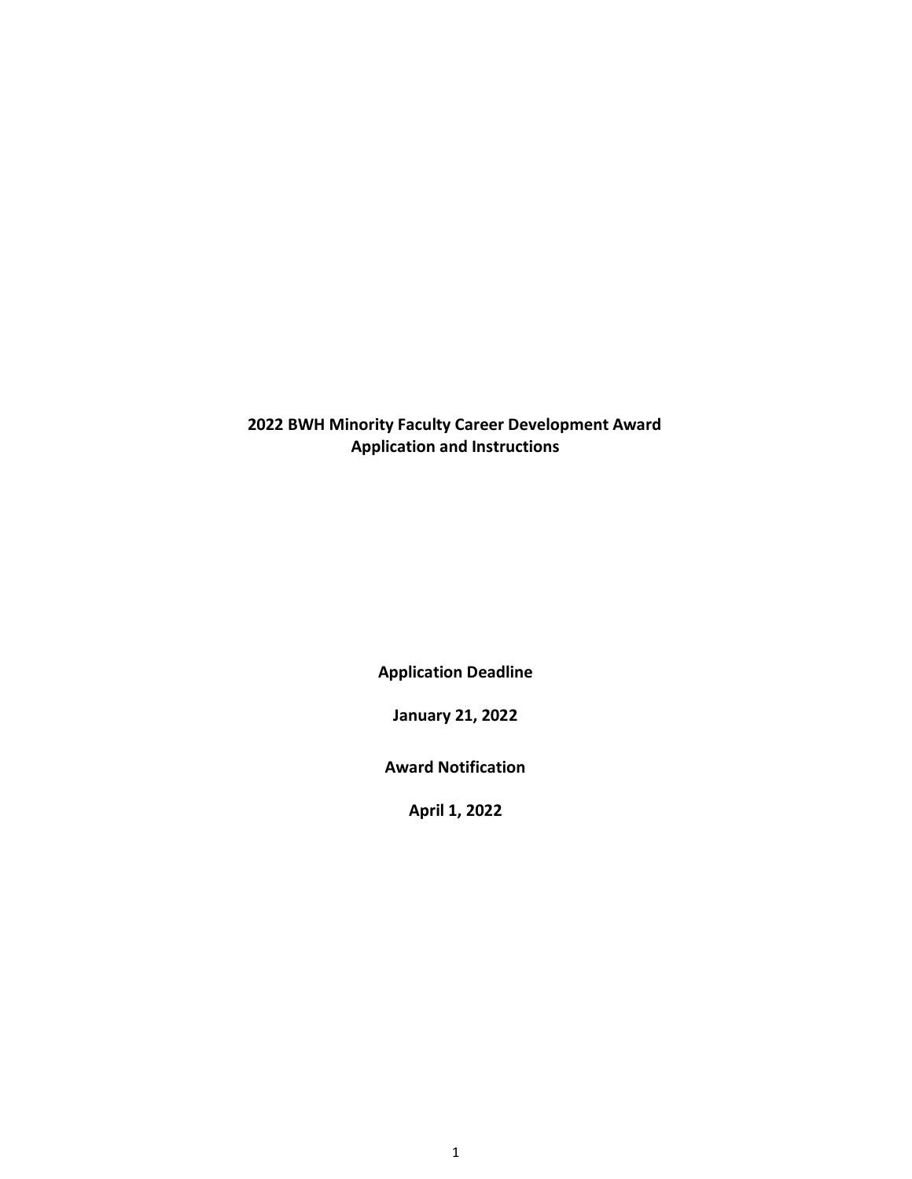# 2022 BWH Minority Faculty Career Development Award
## Application and Instructions

**Application Deadline**

**January 21, 2022**

**Award Notification**

**April 1, 2022**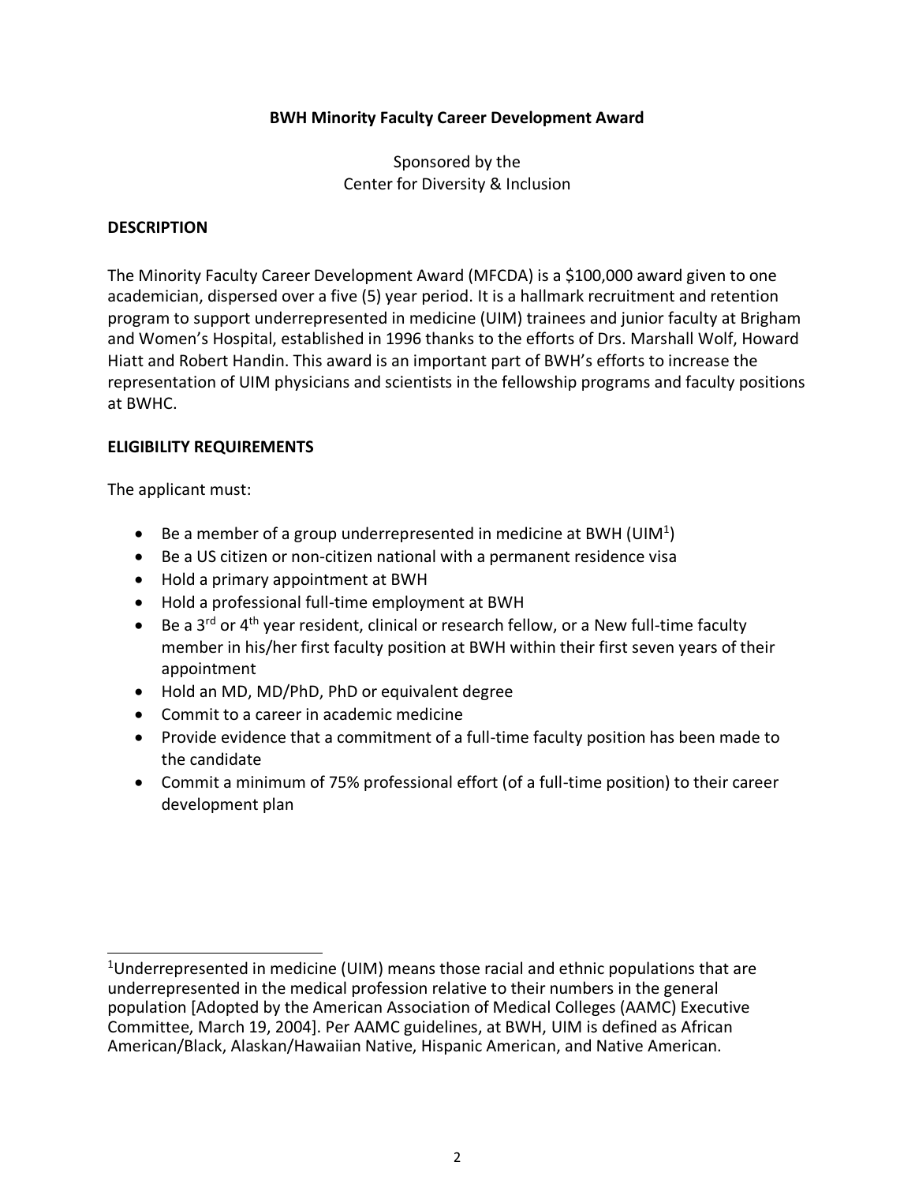**BWH Minority Faculty Career Development Award**

Sponsored by the
Center for Diversity & Inclusion

**DESCRIPTION**

The Minority Faculty Career Development Award (MFCDA) is a $100,000 award given to one academician, dispersed over a five (5) year period. It is a hallmark recruitment and retention program to support underrepresented in medicine (UIM) trainees and junior faculty at Brigham and Women's Hospital, established in 1996 thanks to the efforts of Drs. Marshall Wolf, Howard Hiatt and Robert Handin. This award is an important part of BWH's efforts to increase the representation of UIM physicians and scientists in the fellowship programs and faculty positions at BWHC.

**ELIGIBILITY REQUIREMENTS**

The applicant must:

- Be a member of a group underrepresented in medicine at BWH (UIM[1])
- Be a US citizen or non-citizen national with a permanent residence visa
- Hold a primary appointment at BWH
- Hold a professional full-time employment at BWH
- Be a 3rd or 4th year resident, clinical or research fellow, or a New full-time faculty member in his/her first faculty position at BWH within their first seven years of their appointment
- Hold an MD, MD/PhD, PhD or equivalent degree
- Commit to a career in academic medicine
- Provide evidence that a commitment of a full-time faculty position has been made to the candidate
- Commit a minimum of 75% professional effort (of a full-time position) to their career development plan

---

[1]Underrepresented in medicine (UIM) means those racial and ethnic populations that are underrepresented in the medical profession relative to their numbers in the general population [Adopted by the American Association of Medical Colleges (AAMC) Executive Committee, March 19, 2004]. Per AAMC guidelines, at BWH, UIM is defined as African American/Black, Alaskan/Hawaiian Native, Hispanic American, and Native American.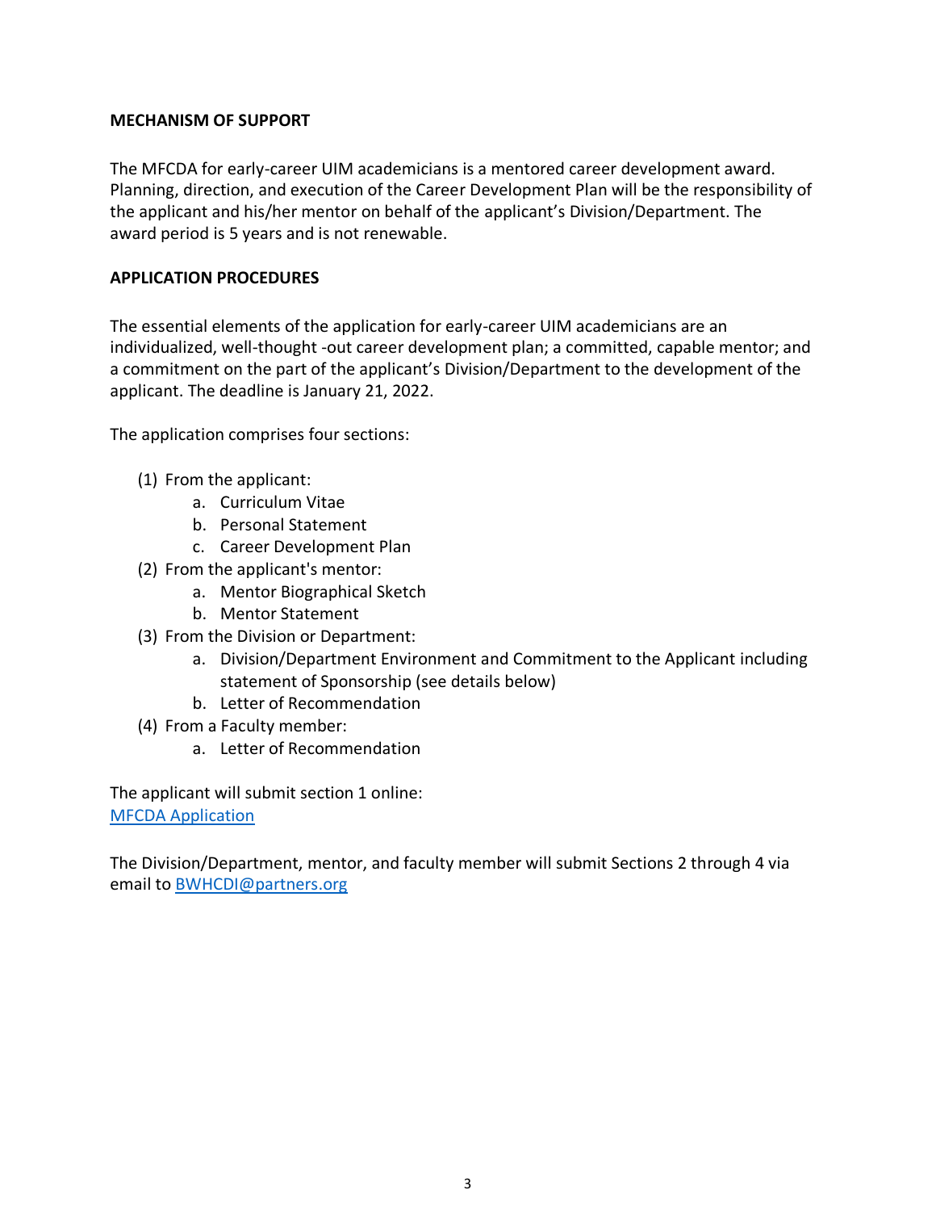## MECHANISM OF SUPPORT

The MFCDA for early-career UIM academicians is a mentored career development award. Planning, direction, and execution of the Career Development Plan will be the responsibility of the applicant and his/her mentor on behalf of the applicant's Division/Department. The award period is 5 years and is not renewable.

## APPLICATION PROCEDURES

The essential elements of the application for early-career UIM academicians are an individualized, well-thought -out career development plan; a committed, capable mentor; and a commitment on the part of the applicant's Division/Department to the development of the applicant. The deadline is January 21, 2022.

The application comprises four sections:

(1) From the applicant:
   a. Curriculum Vitae
   b. Personal Statement
   c. Career Development Plan

(2) From the applicant's mentor:
   a. Mentor Biographical Sketch
   b. Mentor Statement

(3) From the Division or Department:
   a. Division/Department Environment and Commitment to the Applicant including statement of Sponsorship (see details below)
   b. Letter of Recommendation

(4) From a Faculty member:
   a. Letter of Recommendation

The applicant will submit section 1 online:
MFCDA Application

The Division/Department, mentor, and faculty member will submit Sections 2 through 4 via email to BWHCDI@partners.org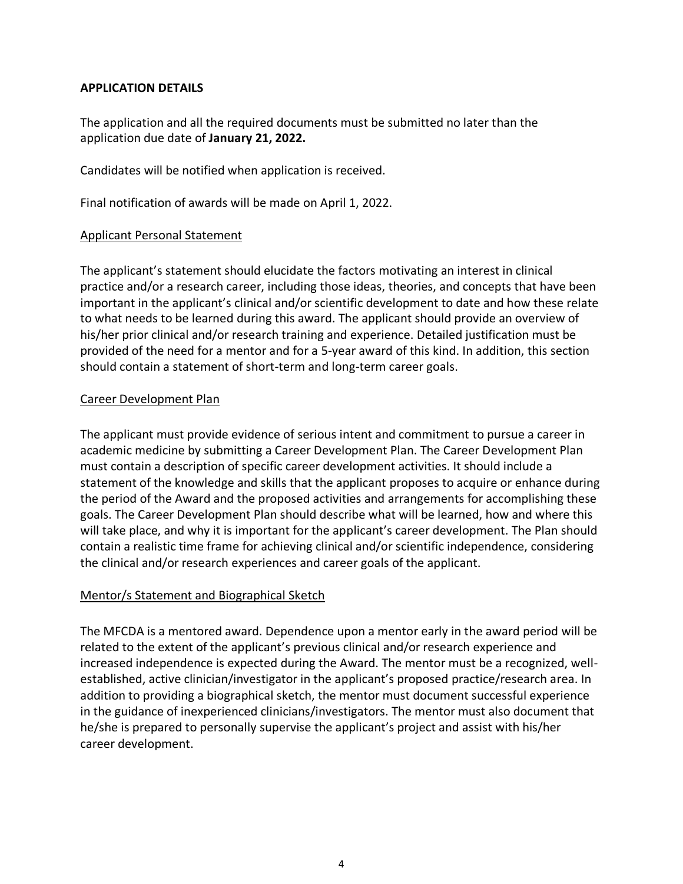## APPLICATION DETAILS

The application and all the required documents must be submitted no later than the application due date of **January 21, 2022.**

Candidates will be notified when application is received.

Final notification of awards will be made on April 1, 2022.

### Applicant Personal Statement

The applicant's statement should elucidate the factors motivating an interest in clinical practice and/or a research career, including those ideas, theories, and concepts that have been important in the applicant's clinical and/or scientific development to date and how these relate to what needs to be learned during this award. The applicant should provide an overview of his/her prior clinical and/or research training and experience. Detailed justification must be provided of the need for a mentor and for a 5-year award of this kind. In addition, this section should contain a statement of short-term and long-term career goals.

### Career Development Plan

The applicant must provide evidence of serious intent and commitment to pursue a career in academic medicine by submitting a Career Development Plan. The Career Development Plan must contain a description of specific career development activities. It should include a statement of the knowledge and skills that the applicant proposes to acquire or enhance during the period of the Award and the proposed activities and arrangements for accomplishing these goals. The Career Development Plan should describe what will be learned, how and where this will take place, and why it is important for the applicant's career development. The Plan should contain a realistic time frame for achieving clinical and/or scientific independence, considering the clinical and/or research experiences and career goals of the applicant.

### Mentor/s Statement and Biographical Sketch

The MFCDA is a mentored award. Dependence upon a mentor early in the award period will be related to the extent of the applicant's previous clinical and/or research experience and increased independence is expected during the Award. The mentor must be a recognized, well-established, active clinician/investigator in the applicant's proposed practice/research area. In addition to providing a biographical sketch, the mentor must document successful experience in the guidance of inexperienced clinicians/investigators. The mentor must also document that he/she is prepared to personally supervise the applicant's project and assist with his/her career development.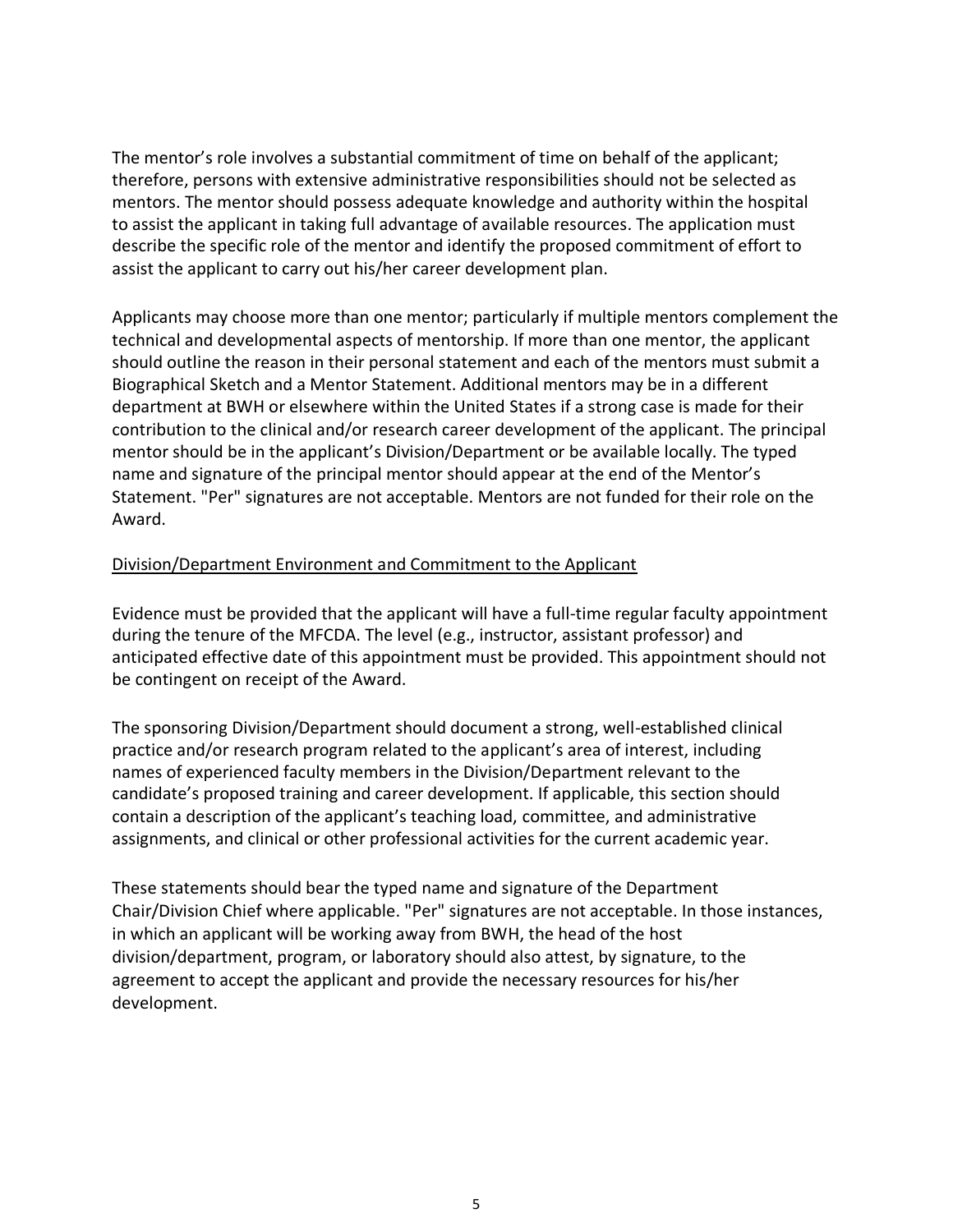The mentor's role involves a substantial commitment of time on behalf of the applicant; therefore, persons with extensive administrative responsibilities should not be selected as mentors. The mentor should possess adequate knowledge and authority within the hospital to assist the applicant in taking full advantage of available resources. The application must describe the specific role of the mentor and identify the proposed commitment of effort to assist the applicant to carry out his/her career development plan.

Applicants may choose more than one mentor; particularly if multiple mentors complement the technical and developmental aspects of mentorship. If more than one mentor, the applicant should outline the reason in their personal statement and each of the mentors must submit a Biographical Sketch and a Mentor Statement. Additional mentors may be in a different department at BWH or elsewhere within the United States if a strong case is made for their contribution to the clinical and/or research career development of the applicant. The principal mentor should be in the applicant's Division/Department or be available locally. The typed name and signature of the principal mentor should appear at the end of the Mentor's Statement. "Per" signatures are not acceptable. Mentors are not funded for their role on the Award.

<u>Division/Department Environment and Commitment to the Applicant</u>

Evidence must be provided that the applicant will have a full-time regular faculty appointment during the tenure of the MFCDA. The level (e.g., instructor, assistant professor) and anticipated effective date of this appointment must be provided. This appointment should not be contingent on receipt of the Award.

The sponsoring Division/Department should document a strong, well-established clinical practice and/or research program related to the applicant's area of interest, including names of experienced faculty members in the Division/Department relevant to the candidate's proposed training and career development. If applicable, this section should contain a description of the applicant's teaching load, committee, and administrative assignments, and clinical or other professional activities for the current academic year.

These statements should bear the typed name and signature of the Department Chair/Division Chief where applicable. "Per" signatures are not acceptable. In those instances, in which an applicant will be working away from BWH, the head of the host division/department, program, or laboratory should also attest, by signature, to the agreement to accept the applicant and provide the necessary resources for his/her development.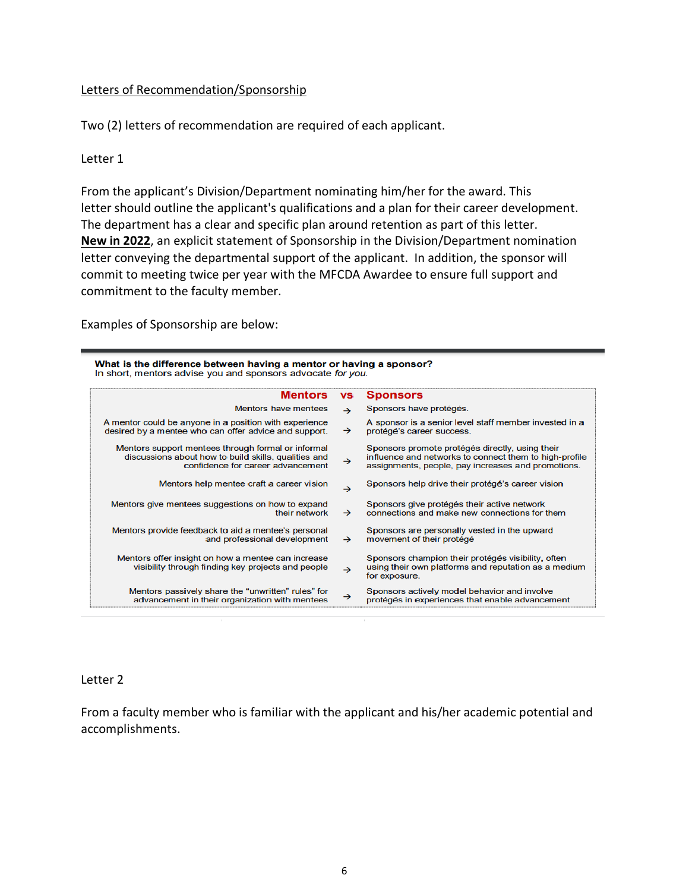Letters of Recommendation/Sponsorship

Two (2) letters of recommendation are required of each applicant.

Letter 1

From the applicant's Division/Department nominating him/her for the award. This letter should outline the applicant's qualifications and a plan for their career development. The department has a clear and specific plan around retention as part of this letter. **New in 2022**, an explicit statement of Sponsorship in the Division/Department nomination letter conveying the departmental support of the applicant. In addition, the sponsor will commit to meeting twice per year with the MFCDA Awardee to ensure full support and commitment to the faculty member.

Examples of Sponsorship are below:

**What is the difference between having a mentor or having a sponsor?**
In short, mentors advise you and sponsors advocate *for you.*

| Mentors | vs | Sponsors |
| --- | --- | --- |
| Mentors have mentees | → | Sponsors have protégés. |
| A mentor could be anyone in a position with experience desired by a mentee who can offer advice and support. | → | A sponsor is a senior level staff member invested in a protégé's career success. |
| Mentors support mentees through formal or informal discussions about how to build skills, qualities and confidence for career advancement | → | Sponsors promote protégés directly, using their influence and networks to connect them to high-profile assignments, people, pay increases and promotions. |
| Mentors help mentee craft a career vision | → | Sponsors help drive their protégé's career vision |
| Mentors give mentees suggestions on how to expand their network | → | Sponsors give protégés their active network connections and make new connections for them |
| Mentors provide feedback to aid a mentee's personal and professional development | → | Sponsors are personally vested in the upward movement of their protégé |
| Mentors offer insight on how a mentee can increase visibility through finding key projects and people | → | Sponsors champion their protégés visibility, often using their own platforms and reputation as a medium for exposure. |
| Mentors passively share the "unwritten" rules" for advancement in their organization with mentees | → | Sponsors actively model behavior and involve protégés in experiences that enable advancement |

Letter 2

From a faculty member who is familiar with the applicant and his/her academic potential and accomplishments.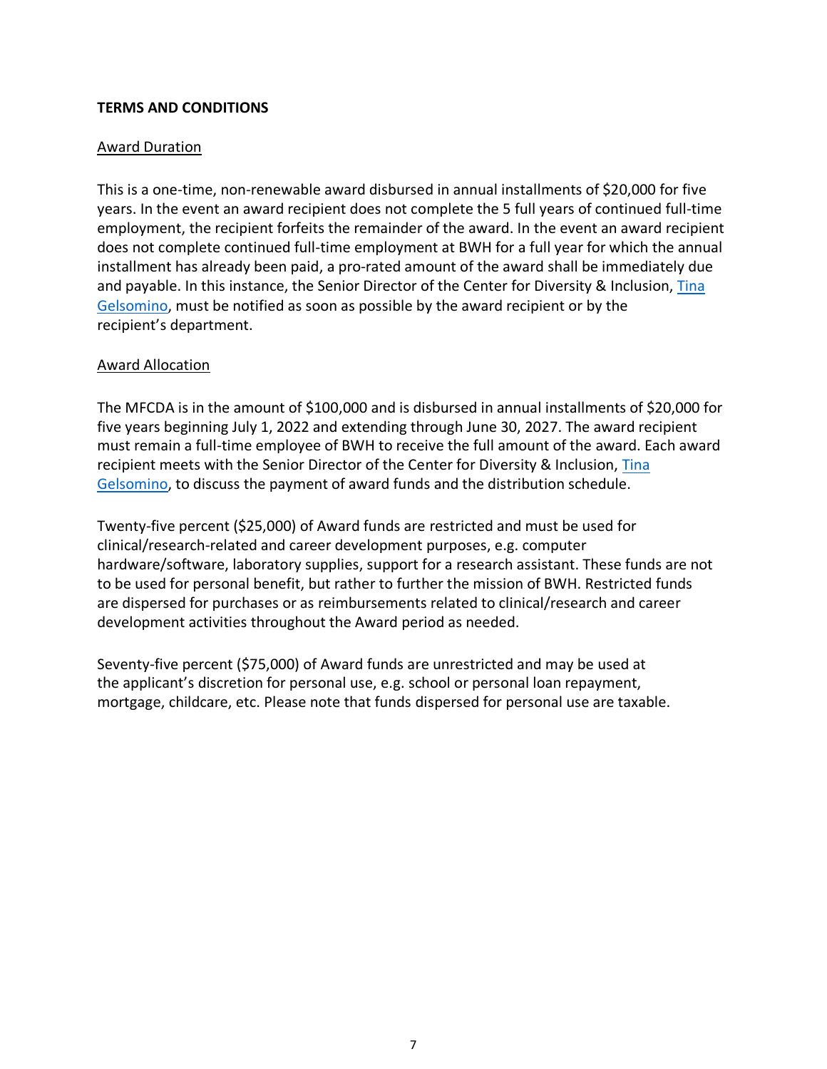**TERMS AND CONDITIONS**

Award Duration

This is a one-time, non-renewable award disbursed in annual installments of $20,000 for five years. In the event an award recipient does not complete the 5 full years of continued full-time employment, the recipient forfeits the remainder of the award. In the event an award recipient does not complete continued full-time employment at BWH for a full year for which the annual installment has already been paid, a pro-rated amount of the award shall be immediately due and payable. In this instance, the Senior Director of the Center for Diversity & Inclusion, Tina Gelsomino, must be notified as soon as possible by the award recipient or by the recipient's department.

Award Allocation

The MFCDA is in the amount of $100,000 and is disbursed in annual installments of $20,000 for five years beginning July 1, 2022 and extending through June 30, 2027. The award recipient must remain a full-time employee of BWH to receive the full amount of the award. Each award recipient meets with the Senior Director of the Center for Diversity & Inclusion, Tina Gelsomino, to discuss the payment of award funds and the distribution schedule.

Twenty-five percent ($25,000) of Award funds are restricted and must be used for clinical/research-related and career development purposes, e.g. computer hardware/software, laboratory supplies, support for a research assistant. These funds are not to be used for personal benefit, but rather to further the mission of BWH. Restricted funds are dispersed for purchases or as reimbursements related to clinical/research and career development activities throughout the Award period as needed.

Seventy-five percent ($75,000) of Award funds are unrestricted and may be used at the applicant's discretion for personal use, e.g. school or personal loan repayment, mortgage, childcare, etc. Please note that funds dispersed for personal use are taxable.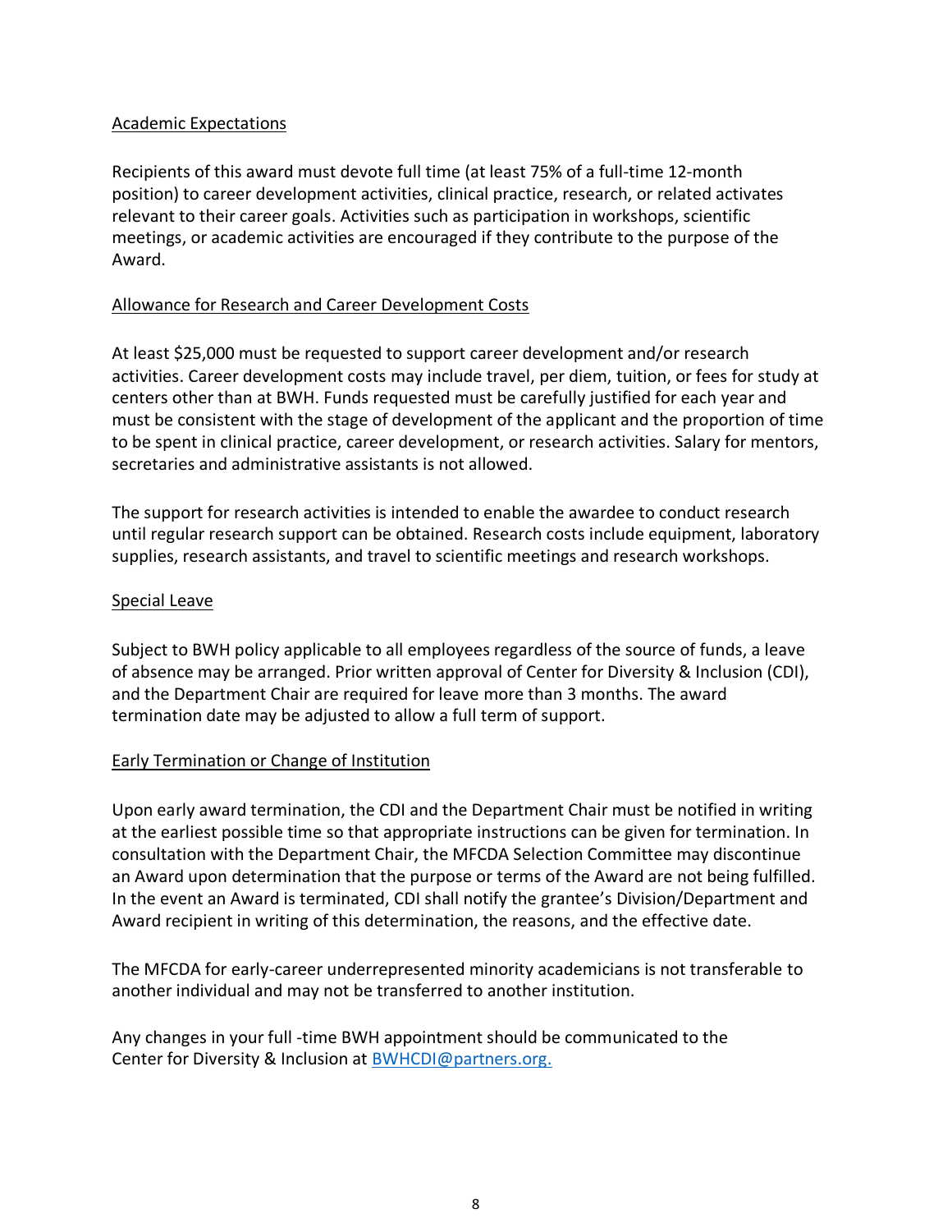## Academic Expectations

Recipients of this award must devote full time (at least 75% of a full-time 12-month position) to career development activities, clinical practice, research, or related activates relevant to their career goals. Activities such as participation in workshops, scientific meetings, or academic activities are encouraged if they contribute to the purpose of the Award.

## Allowance for Research and Career Development Costs

At least $25,000 must be requested to support career development and/or research activities. Career development costs may include travel, per diem, tuition, or fees for study at centers other than at BWH. Funds requested must be carefully justified for each year and must be consistent with the stage of development of the applicant and the proportion of time to be spent in clinical practice, career development, or research activities. Salary for mentors, secretaries and administrative assistants is not allowed.

The support for research activities is intended to enable the awardee to conduct research until regular research support can be obtained. Research costs include equipment, laboratory supplies, research assistants, and travel to scientific meetings and research workshops.

## Special Leave

Subject to BWH policy applicable to all employees regardless of the source of funds, a leave of absence may be arranged. Prior written approval of Center for Diversity & Inclusion (CDI), and the Department Chair are required for leave more than 3 months. The award termination date may be adjusted to allow a full term of support.

## Early Termination or Change of Institution

Upon early award termination, the CDI and the Department Chair must be notified in writing at the earliest possible time so that appropriate instructions can be given for termination. In consultation with the Department Chair, the MFCDA Selection Committee may discontinue an Award upon determination that the purpose or terms of the Award are not being fulfilled. In the event an Award is terminated, CDI shall notify the grantee's Division/Department and Award recipient in writing of this determination, the reasons, and the effective date.

The MFCDA for early-career underrepresented minority academicians is not transferable to another individual and may not be transferred to another institution.

Any changes in your full -time BWH appointment should be communicated to the Center for Diversity & Inclusion at BWHCDI@partners.org.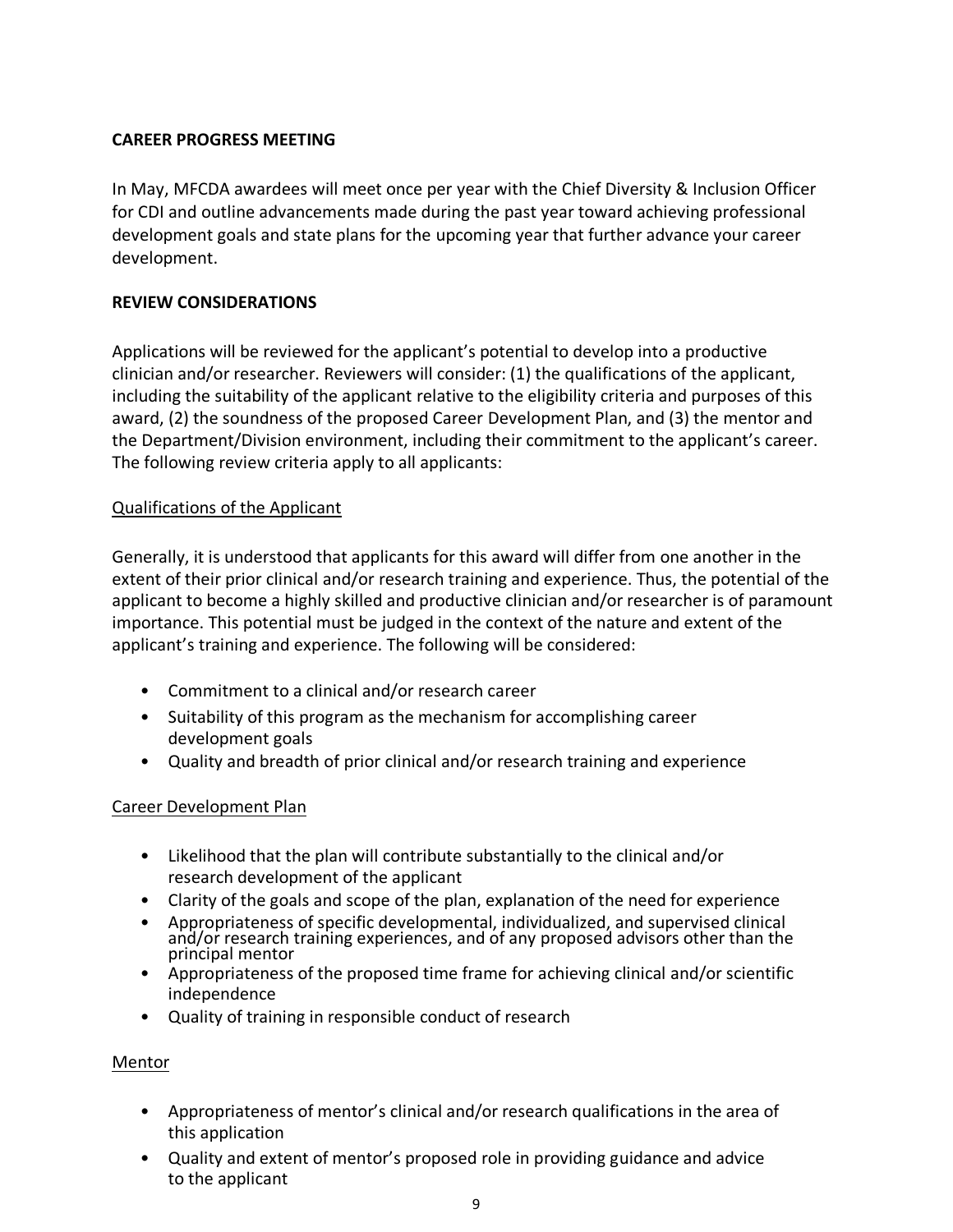## CAREER PROGRESS MEETING

In May, MFCDA awardees will meet once per year with the Chief Diversity & Inclusion Officer for CDI and outline advancements made during the past year toward achieving professional development goals and state plans for the upcoming year that further advance your career development.

## REVIEW CONSIDERATIONS

Applications will be reviewed for the applicant's potential to develop into a productive clinician and/or researcher. Reviewers will consider: (1) the qualifications of the applicant, including the suitability of the applicant relative to the eligibility criteria and purposes of this award, (2) the soundness of the proposed Career Development Plan, and (3) the mentor and the Department/Division environment, including their commitment to the applicant's career. The following review criteria apply to all applicants:

<u>Qualifications of the Applicant</u>

Generally, it is understood that applicants for this award will differ from one another in the extent of their prior clinical and/or research training and experience. Thus, the potential of the applicant to become a highly skilled and productive clinician and/or researcher is of paramount importance. This potential must be judged in the context of the nature and extent of the applicant's training and experience. The following will be considered:

- Commitment to a clinical and/or research career
- Suitability of this program as the mechanism for accomplishing career development goals
- Quality and breadth of prior clinical and/or research training and experience

<u>Career Development Plan</u>

- Likelihood that the plan will contribute substantially to the clinical and/or research development of the applicant
- Clarity of the goals and scope of the plan, explanation of the need for experience
- Appropriateness of specific developmental, individualized, and supervised clinical and/or research training experiences, and of any proposed advisors other than the principal mentor
- Appropriateness of the proposed time frame for achieving clinical and/or scientific independence
- Quality of training in responsible conduct of research

<u>Mentor</u>

- Appropriateness of mentor's clinical and/or research qualifications in the area of this application
- Quality and extent of mentor's proposed role in providing guidance and advice to the applicant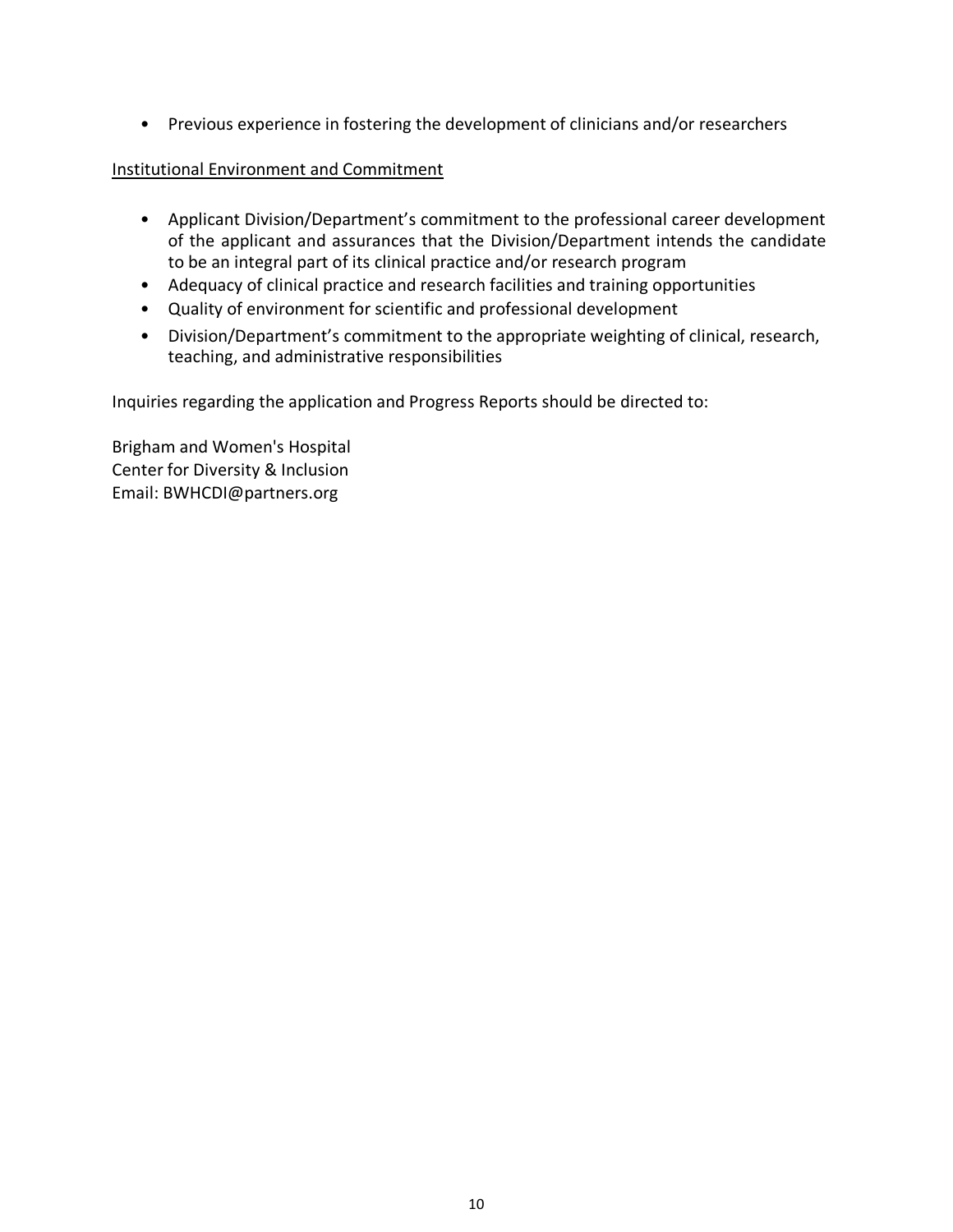- Previous experience in fostering the development of clinicians and/or researchers

Institutional Environment and Commitment

- Applicant Division/Department's commitment to the professional career development of the applicant and assurances that the Division/Department intends the candidate to be an integral part of its clinical practice and/or research program
- Adequacy of clinical practice and research facilities and training opportunities
- Quality of environment for scientific and professional development
- Division/Department's commitment to the appropriate weighting of clinical, research, teaching, and administrative responsibilities

Inquiries regarding the application and Progress Reports should be directed to:

Brigham and Women's Hospital
Center for Diversity & Inclusion
Email: BWHCDI@partners.org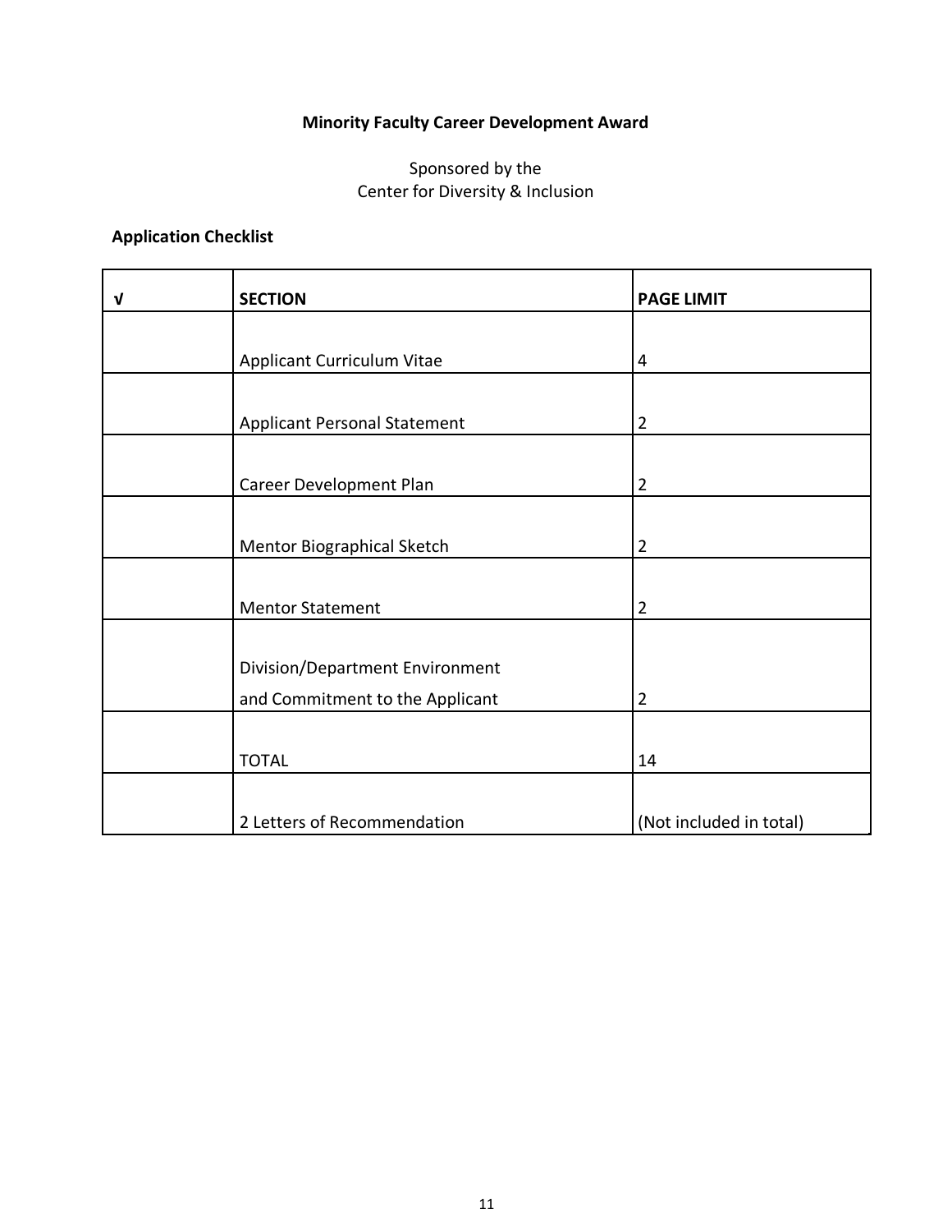**Minority Faculty Career Development Award**

Sponsored by the
Center for Diversity & Inclusion

**Application Checklist**

| √ | SECTION | PAGE LIMIT |
|---|---|---|
| | Applicant Curriculum Vitae | 4 |
| | Applicant Personal Statement | 2 |
| | Career Development Plan | 2 |
| | Mentor Biographical Sketch | 2 |
| | Mentor Statement | 2 |
| | Division/Department Environment and Commitment to the Applicant | 2 |
| | TOTAL | 14 |
| | 2 Letters of Recommendation | (Not included in total) |